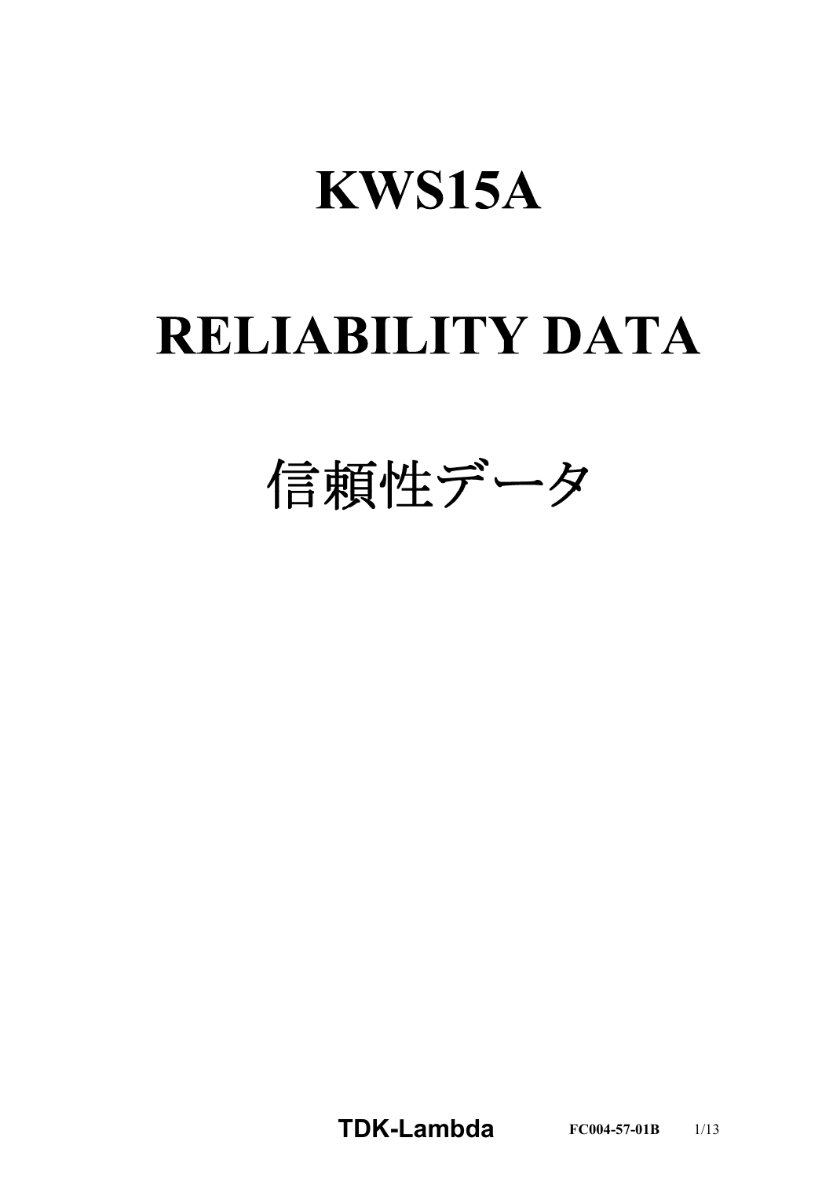# KWS15A

# RELIABILITY DATA

# 信頼性データ

**TDK-Lambda** FC004-57-01B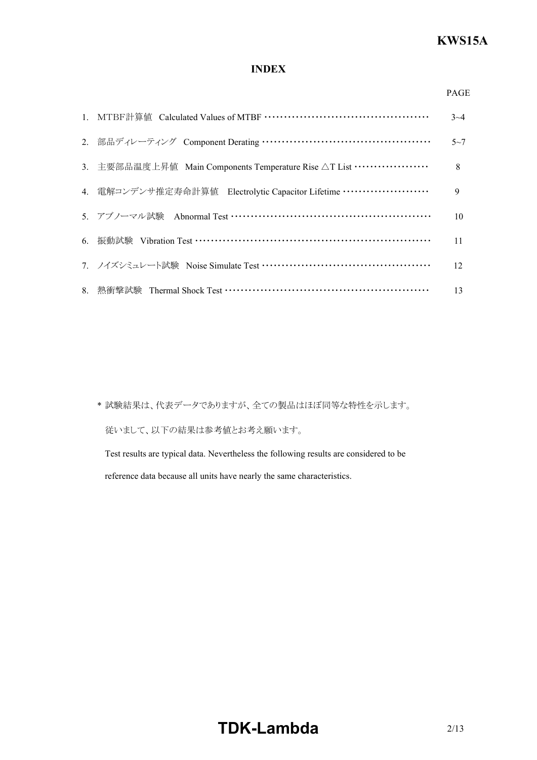## INDEX

| | | PAGE |
|---|---|---|
| 1. | MTBF計算値 Calculated Values of MTBF | 3~4 |
| 2. | 部品ディレーティング Component Derating | 5~7 |
| 3. | 主要部品温度上昇値 Main Components Temperature Rise △T List | 8 |
| 4. | 電解コンデンサ推定寿命計算値 Electrolytic Capacitor Lifetime | 9 |
| 5. | アブノーマル試験 Abnormal Test | 10 |
| 6. | 振動試験 Vibration Test | 11 |
| 7. | ノイズシミュレート試験 Noise Simulate Test | 12 |
| 8. | 熱衝撃試験 Thermal Shock Test | 13 |

* 試験結果は、代表データでありますが、全ての製品はほぼ同等な特性を示します。

従いまして、以下の結果は参考値とお考え願います。

Test results are typical data. Nevertheless the following results are considered to be reference data because all units have nearly the same characteristics.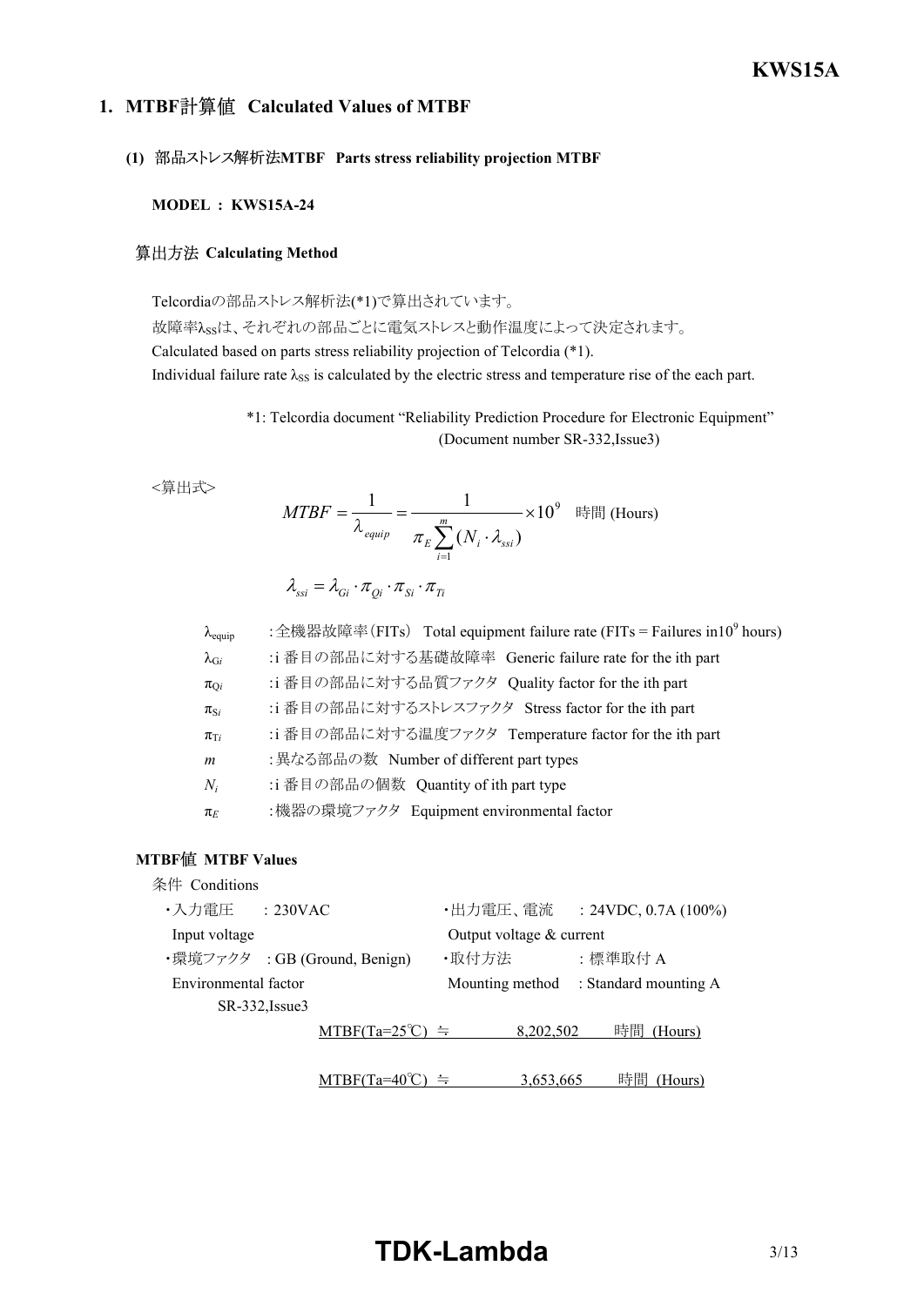## 1. MTBF計算値 Calculated Values of MTBF

### (1) 部品ストレス解析法MTBF Parts stress reliability projection MTBF

**MODEL : KWS15A-24**

#### 算出方法 Calculating Method

Telcordiaの部品ストレス解析法(*1)で算出されています。

故障率$\lambda_{SS}$は、それぞれの部品ごとに電気ストレスと動作温度によって決定されます。

Calculated based on parts stress reliability projection of Telcordia (*1).

Individual failure rate $\lambda_{SS}$ is calculated by the electric stress and temperature rise of the each part.

*1: Telcordia document "Reliability Prediction Procedure for Electronic Equipment" (Document number SR-332,Issue3)

<算出式>

$$MTBF = \frac{1}{\lambda_{equip}} = \frac{1}{\pi_E \sum_{i=1}^{m} (N_i \cdot \lambda_{ssi})} \times 10^9 \quad \text{時間 (Hours)}$$

$$\lambda_{ssi} = \lambda_{Gi} \cdot \pi_{Qi} \cdot \pi_{Si} \cdot \pi_{Ti}$$

| | |
|---|---|
| $\lambda_{equip}$ | :全機器故障率(FITs) Total equipment failure rate (FITs = Failures in$10^9$ hours) |
| $\lambda_{Gi}$ | :i 番目の部品に対する基礎故障率 Generic failure rate for the ith part |
| $\pi_{Qi}$ | :i 番目の部品に対する品質ファクタ Quality factor for the ith part |
| $\pi_{Si}$ | :i 番目の部品に対するストレスファクタ Stress factor for the ith part |
| $\pi_{Ti}$ | :i 番目の部品に対する温度ファクタ Temperature factor for the ith part |
| $m$ | :異なる部品の数 Number of different part types |
| $N_i$ | :i 番目の部品の個数 Quantity of ith part type |
| $\pi_E$ | :機器の環境ファクタ Equipment environmental factor |

#### MTBF値 MTBF Values

条件 Conditions

| | |
|---|---|
| ・入力電圧 Input voltage : 230VAC | ・出力電圧、電流 Output voltage & current : 24VDC, 0.7A (100%) |
| ・環境ファクタ Environmental factor : GB (Ground, Benign) SR-332,Issue3 | ・取付方法 Mounting method : 標準取付 A Standard mounting A |

MTBF(Ta=25℃) ≒ 8,202,502 時間 (Hours)

MTBF(Ta=40℃) ≒ 3,653,665 時間 (Hours)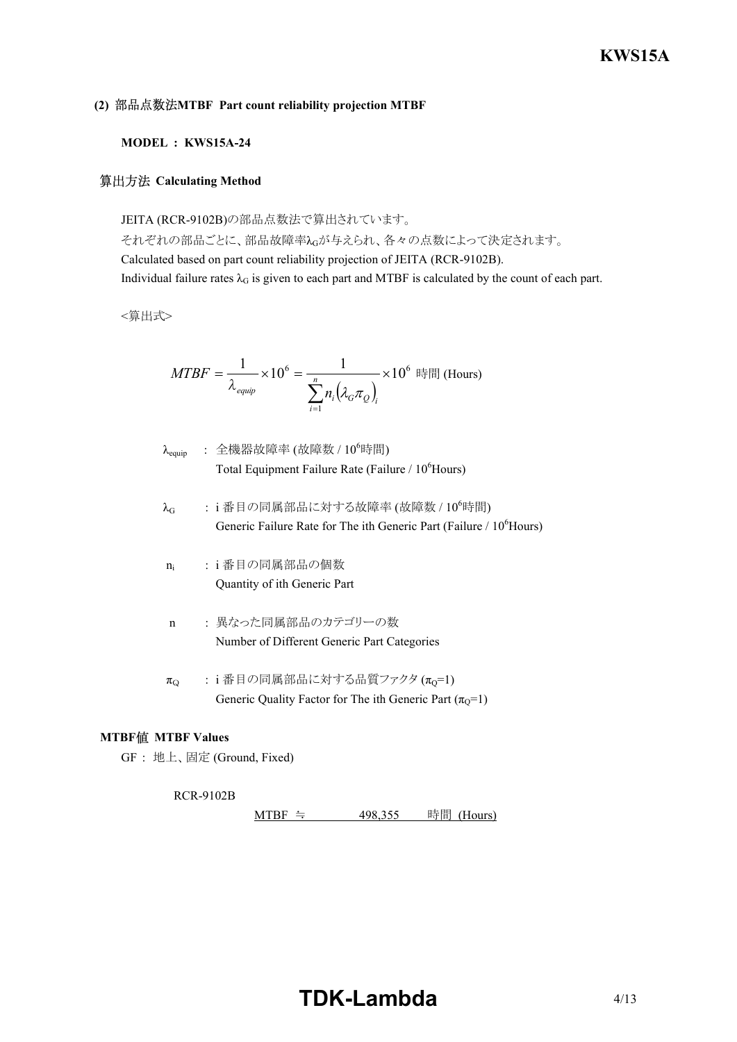**(2) 部品点数法MTBF Part count reliability projection MTBF**

**MODEL : KWS15A-24**

### 算出方法 Calculating Method

JEITA (RCR-9102B)の部品点数法で算出されています。
それぞれの部品ごとに、部品故障率$\lambda_G$が与えられ、各々の点数によって決定されます。
Calculated based on part count reliability projection of JEITA (RCR-9102B).
Individual failure rates $\lambda_G$ is given to each part and MTBF is calculated by the count of each part.

<算出式>

$$MTBF = \frac{1}{\lambda_{equip}} \times 10^6 = \frac{1}{\sum_{i=1}^{n} n_i \left(\lambda_G \pi_Q\right)_i} \times 10^6 \text{ 時間 (Hours)}$$

$\lambda_{equip}$ : 全機器故障率 (故障数 / $10^6$時間)
Total Equipment Failure Rate (Failure / $10^6$Hours)

$\lambda_G$ : i 番目の同属部品に対する故障率 (故障数 / $10^6$時間)
Generic Failure Rate for The ith Generic Part (Failure / $10^6$Hours)

$n_i$ : i 番目の同属部品の個数
Quantity of ith Generic Part

n : 異なった同属部品のカテゴリーの数
Number of Different Generic Part Categories

$\pi_Q$ : i 番目の同属部品に対する品質ファクタ ($\pi_Q$=1)
Generic Quality Factor for The ith Generic Part ($\pi_Q$=1)

### MTBF値 MTBF Values

GF : 地上、固定 (Ground, Fixed)

RCR-9102B

MTBF ≒ 498,355 時間 (Hours)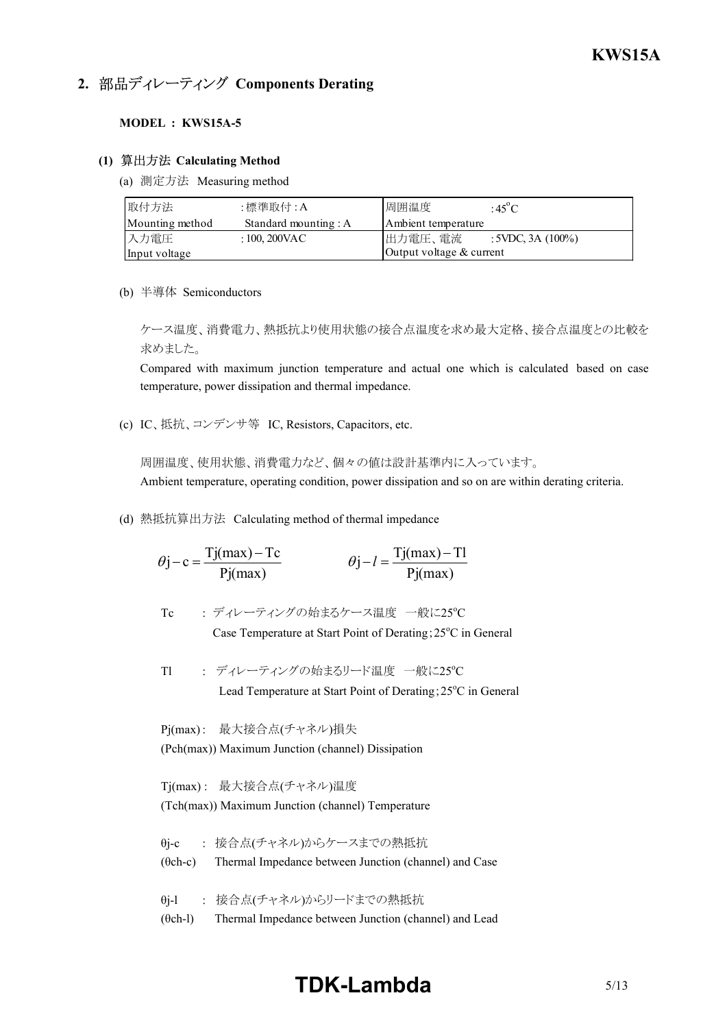## 2. 部品ディレーティング Components Derating

**MODEL : KWS15A-5**

### (1) 算出方法 Calculating Method

(a) 測定方法 Measuring method

| 取付方法 Mounting method | : 標準取付 : A Standard mounting : A | 周囲温度 Ambient temperature | : 45°C |
|---|---|---|---|
| 入力電圧 Input voltage | : 100, 200VAC | 出力電圧、電流 Output voltage & current | : 5VDC, 3A (100%) |

(b) 半導体 Semiconductors

ケース温度、消費電力、熱抵抗より使用状態の接合点温度を求め最大定格、接合点温度との比較を求めました。

Compared with maximum junction temperature and actual one which is calculated based on case temperature, power dissipation and thermal impedance.

(c) IC、抵抗、コンデンサ等 IC, Resistors, Capacitors, etc.

周囲温度、使用状態、消費電力など、個々の値は設計基準内に入っています。

Ambient temperature, operating condition, power dissipation and so on are within derating criteria.

(d) 熱抵抗算出方法 Calculating method of thermal impedance

$$\theta j - c = \frac{Tj(max) - Tc}{Pj(max)} \qquad \theta j - l = \frac{Tj(max) - Tl}{Pj(max)}$$

Tc : ディレーティングの始まるケース温度 一般に25°C
Case Temperature at Start Point of Derating; 25°C in General

Tl : ディレーティングの始まるリード温度 一般に25°C
Lead Temperature at Start Point of Derating; 25°C in General

Pj(max) : 最大接合点(チャネル)損失
(Pch(max)) Maximum Junction (channel) Dissipation

Tj(max) : 最大接合点(チャネル)温度
(Tch(max)) Maximum Junction (channel) Temperature

θj-c : 接合点(チャネル)からケースまでの熱抵抗
(θch-c) Thermal Impedance between Junction (channel) and Case

θj-l : 接合点(チャネル)からリードまでの熱抵抗
(θch-l) Thermal Impedance between Junction (channel) and Lead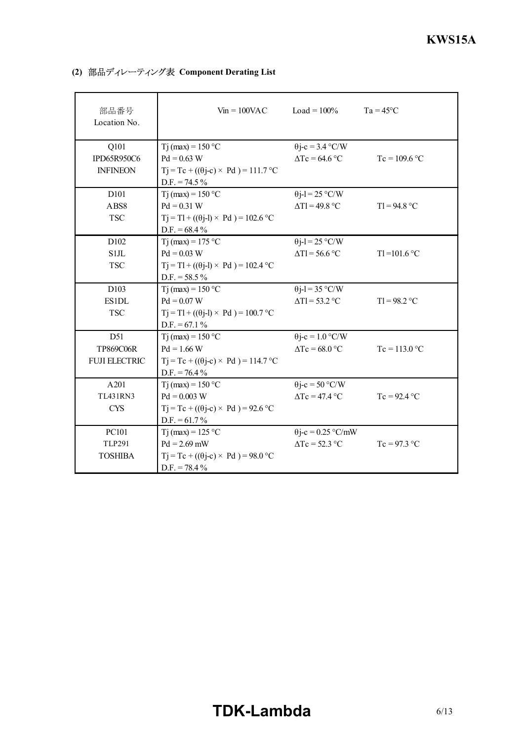**(2)** 部品ディレーティング表 **Component Derating List**

| 部品番号<br>Location No. | Vin = 100VAC | Load = 100% | Ta = 45°C |
|---|---|---|---|
| Q101<br>IPD65R950C6<br>INFINEON | Tj (max) = 150 °C<br>Pd = 0.63 W<br>Tj = Tc + ((θj-c) × Pd ) = 111.7 °C<br>D.F. = 74.5 % | θj-c = 3.4 °C/W<br>ΔTc = 64.6 °C | Tc = 109.6 °C |
| D101<br>ABS8<br>TSC | Tj (max) = 150 °C<br>Pd = 0.31 W<br>Tj = Tl + ((θj-l) × Pd ) = 102.6 °C<br>D.F. = 68.4 % | θj-l = 25 °C/W<br>ΔTl = 49.8 °C | Tl = 94.8 °C |
| D102<br>S1JL<br>TSC | Tj (max) = 175 °C<br>Pd = 0.03 W<br>Tj = Tl + ((θj-l) × Pd ) = 102.4 °C<br>D.F. = 58.5 % | θj-l = 25 °C/W<br>ΔTl = 56.6 °C | Tl =101.6 °C |
| D103<br>ES1DL<br>TSC | Tj (max) = 150 °C<br>Pd = 0.07 W<br>Tj = Tl + ((θj-l) × Pd ) = 100.7 °C<br>D.F. = 67.1 % | θj-l = 35 °C/W<br>ΔTl = 53.2 °C | Tl = 98.2 °C |
| D51<br>TP869C06R<br>FUJI ELECTRIC | Tj (max) = 150 °C<br>Pd = 1.66 W<br>Tj = Tc + ((θj-c) × Pd ) = 114.7 °C<br>D.F. = 76.4 % | θj-c = 1.0 °C/W<br>ΔTc = 68.0 °C | Tc = 113.0 °C |
| A201<br>TL431RN3<br>CYS | Tj (max) = 150 °C<br>Pd = 0.003 W<br>Tj = Tc + ((θj-c) × Pd ) = 92.6 °C<br>D.F. = 61.7 % | θj-c = 50 °C/W<br>ΔTc = 47.4 °C | Tc = 92.4 °C |
| PC101<br>TLP291<br>TOSHIBA | Tj (max) = 125 °C<br>Pd = 2.69 mW<br>Tj = Tc + ((θj-c) × Pd ) = 98.0 °C<br>D.F. = 78.4 % | θj-c = 0.25 °C/mW<br>ΔTc = 52.3 °C | Tc = 97.3 °C |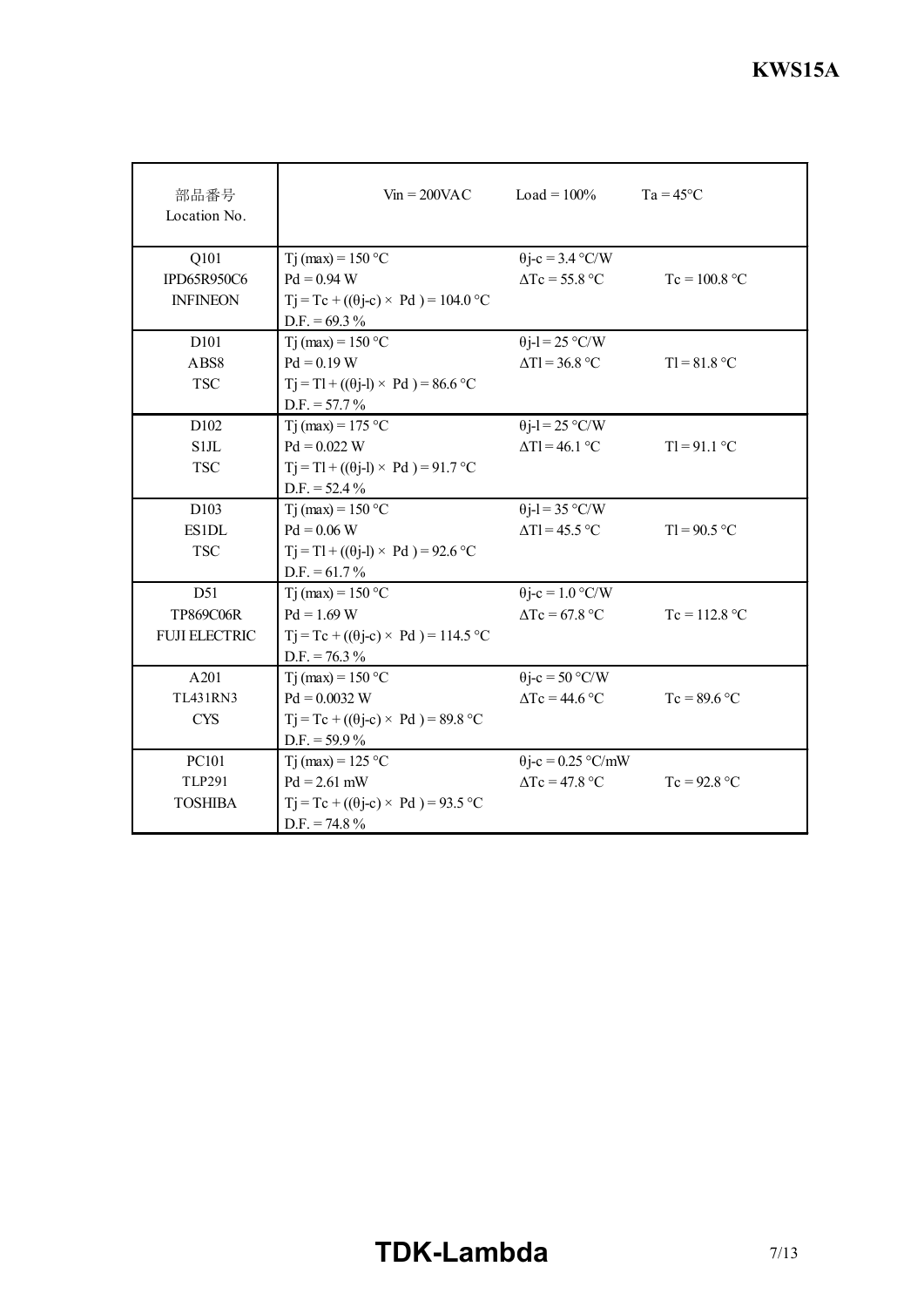| 部品番号<br>Location No. | Vin = 200VAC | Load = 100% | Ta = 45°C |
|---|---|---|---|
| Q101<br>IPD65R950C6<br>INFINEON | Tj (max) = 150 °C<br>Pd = 0.94 W<br>Tj = Tc + ((θj-c) × Pd ) = 104.0 °C<br>D.F. = 69.3 % | θj-c = 3.4 °C/W<br>ΔTc = 55.8 °C | <br>Tc = 100.8 °C |
| D101<br>ABS8<br>TSC | Tj (max) = 150 °C<br>Pd = 0.19 W<br>Tj = Tl + ((θj-l) × Pd ) = 86.6 °C<br>D.F. = 57.7 % | θj-l = 25 °C/W<br>ΔTl = 36.8 °C | <br>Tl = 81.8 °C |
| D102<br>S1JL<br>TSC | Tj (max) = 175 °C<br>Pd = 0.022 W<br>Tj = Tl + ((θj-l) × Pd ) = 91.7 °C<br>D.F. = 52.4 % | θj-l = 25 °C/W<br>ΔTl = 46.1 °C | <br>Tl = 91.1 °C |
| D103<br>ES1DL<br>TSC | Tj (max) = 150 °C<br>Pd = 0.06 W<br>Tj = Tl + ((θj-l) × Pd ) = 92.6 °C<br>D.F. = 61.7 % | θj-l = 35 °C/W<br>ΔTl = 45.5 °C | <br>Tl = 90.5 °C |
| D51<br>TP869C06R<br>FUJI ELECTRIC | Tj (max) = 150 °C<br>Pd = 1.69 W<br>Tj = Tc + ((θj-c) × Pd ) = 114.5 °C<br>D.F. = 76.3 % | θj-c = 1.0 °C/W<br>ΔTc = 67.8 °C | <br>Tc = 112.8 °C |
| A201<br>TL431RN3<br>CYS | Tj (max) = 150 °C<br>Pd = 0.0032 W<br>Tj = Tc + ((θj-c) × Pd ) = 89.8 °C<br>D.F. = 59.9 % | θj-c = 50 °C/W<br>ΔTc = 44.6 °C | <br>Tc = 89.6 °C |
| PC101<br>TLP291<br>TOSHIBA | Tj (max) = 125 °C<br>Pd = 2.61 mW<br>Tj = Tc + ((θj-c) × Pd ) = 93.5 °C<br>D.F. = 74.8 % | θj-c = 0.25 °C/mW<br>ΔTc = 47.8 °C | <br>Tc = 92.8 °C |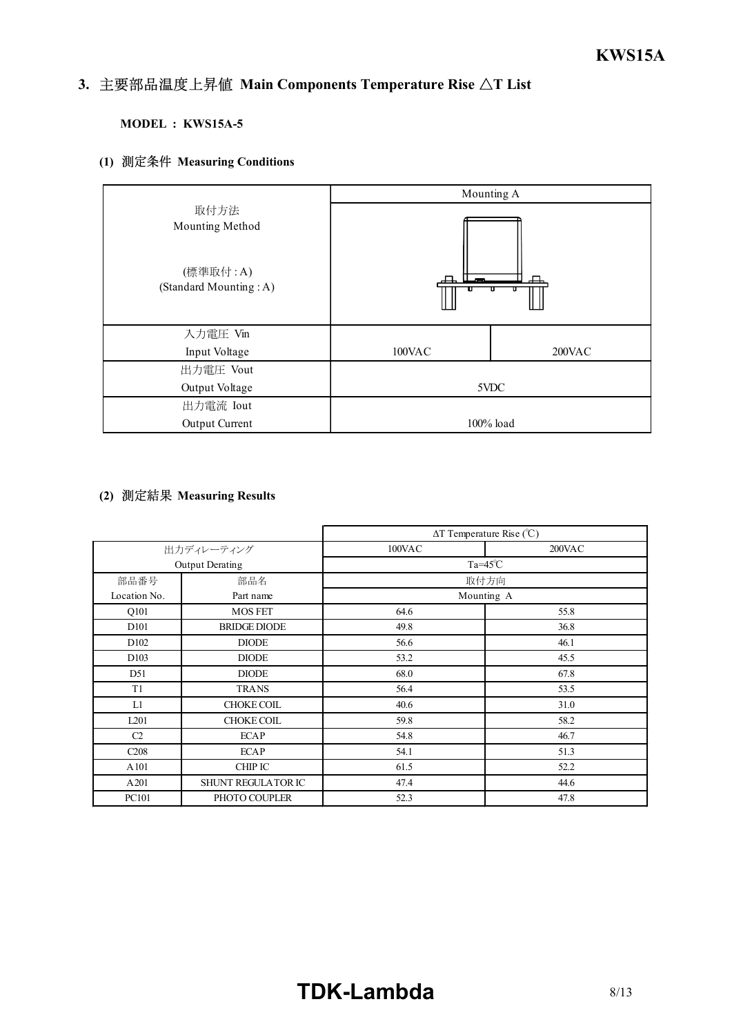## 3. 主要部品温度上昇値 Main Components Temperature Rise △T List

**MODEL : KWS15A-5**

### (1) 測定条件 Measuring Conditions

| | Mounting A | |
|---|---|---|
| 取付方法<br>Mounting Method<br><br>(標準取付 : A)<br>(Standard Mounting : A) | | |
| 入力電圧 Vin<br>Input Voltage | 100VAC | 200VAC |
| 出力電圧 Vout<br>Output Voltage | 5VDC | |
| 出力電流 Iout<br>Output Current | 100% load | |

### (2) 測定結果 Measuring Results

| | | ΔT Temperature Rise (℃) | |
|---|---|---|---|
| 出力ディレーティング<br>Output Derating | | 100VAC | 200VAC |
| | | Ta=45℃ | |
| 部品番号<br>Location No. | 部品名<br>Part name | 取付方向<br>Mounting A | |
| Q101 | MOS FET | 64.6 | 55.8 |
| D101 | BRIDGE DIODE | 49.8 | 36.8 |
| D102 | DIODE | 56.6 | 46.1 |
| D103 | DIODE | 53.2 | 45.5 |
| D51 | DIODE | 68.0 | 67.8 |
| T1 | TRANS | 56.4 | 53.5 |
| L1 | CHOKE COIL | 40.6 | 31.0 |
| L201 | CHOKE COIL | 59.8 | 58.2 |
| C2 | ECAP | 54.8 | 46.7 |
| C208 | ECAP | 54.1 | 51.3 |
| A101 | CHIP IC | 61.5 | 52.2 |
| A201 | SHUNT REGULATOR IC | 47.4 | 44.6 |
| PC101 | PHOTO COUPLER | 52.3 | 47.8 |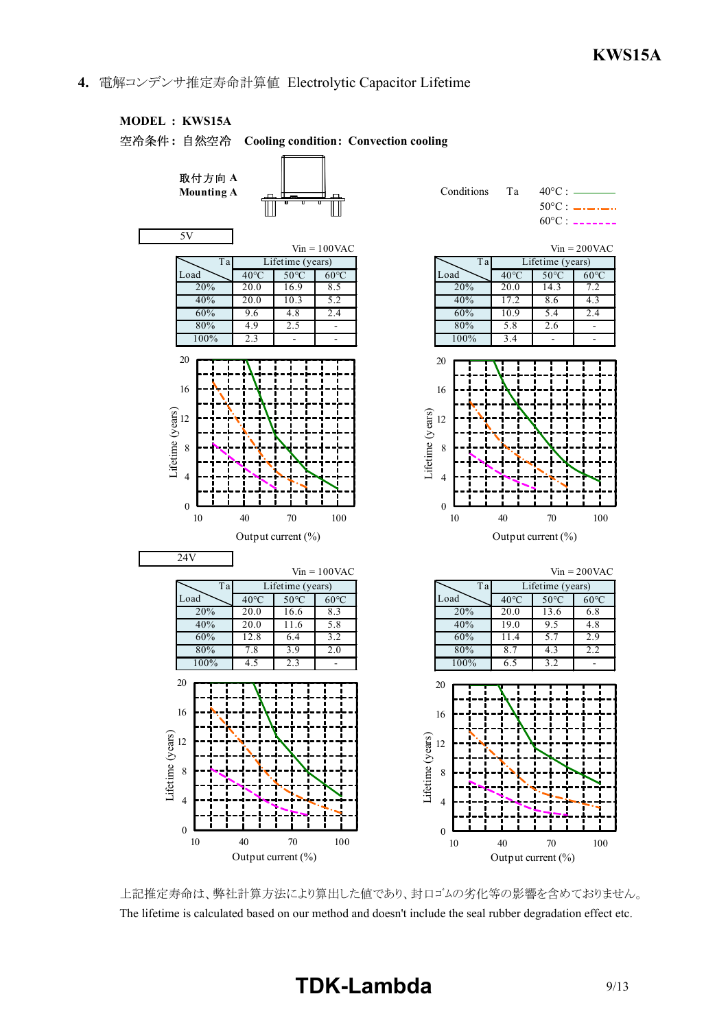## 4. 電解コンデンサ推定寿命計算値 Electrolytic Capacitor Lifetime

**MODEL : KWS15A**

空冷条件 : 自然空冷　**Cooling condition : Convection cooling**

**取付方向 A**
**Mounting A**

Conditions　Ta　40°C : ———　50°C : —·—·—　60°C : - - - - -

### 5V

Vin = 100VAC

| Load \ Ta | Lifetime (years) | | |
|---|---|---|---|
| | 40°C | 50°C | 60°C |
| 20% | 20.0 | 16.9 | 8.5 |
| 40% | 20.0 | 10.3 | 5.2 |
| 60% | 9.6 | 4.8 | 2.4 |
| 80% | 4.9 | 2.5 | - |
| 100% | 2.3 | - | - |

Vin = 200VAC

| Load \ Ta | Lifetime (years) | | |
|---|---|---|---|
| | 40°C | 50°C | 60°C |
| 20% | 20.0 | 14.3 | 7.2 |
| 40% | 17.2 | 8.6 | 4.3 |
| 60% | 10.9 | 5.4 | 2.4 |
| 80% | 5.8 | 2.6 | - |
| 100% | 3.4 | - | - |

Lifetime (years) / Output current (%)

### 24V

Vin = 100VAC

| Load \ Ta | Lifetime (years) | | |
|---|---|---|---|
| | 40°C | 50°C | 60°C |
| 20% | 20.0 | 16.6 | 8.3 |
| 40% | 20.0 | 11.6 | 5.8 |
| 60% | 12.8 | 6.4 | 3.2 |
| 80% | 7.8 | 3.9 | 2.0 |
| 100% | 4.5 | 2.3 | - |

Vin = 200VAC

| Load \ Ta | Lifetime (years) | | |
|---|---|---|---|
| | 40°C | 50°C | 60°C |
| 20% | 20.0 | 13.6 | 6.8 |
| 40% | 19.0 | 9.5 | 4.8 |
| 60% | 11.4 | 5.7 | 2.9 |
| 80% | 8.7 | 4.3 | 2.2 |
| 100% | 6.5 | 3.2 | - |

Lifetime (years) / Output current (%)

上記推定寿命は、弊社計算方法により算出した値であり、封口ゴムの劣化等の影響を含めておりません。
The lifetime is calculated based on our method and doesn't include the seal rubber degradation effect etc.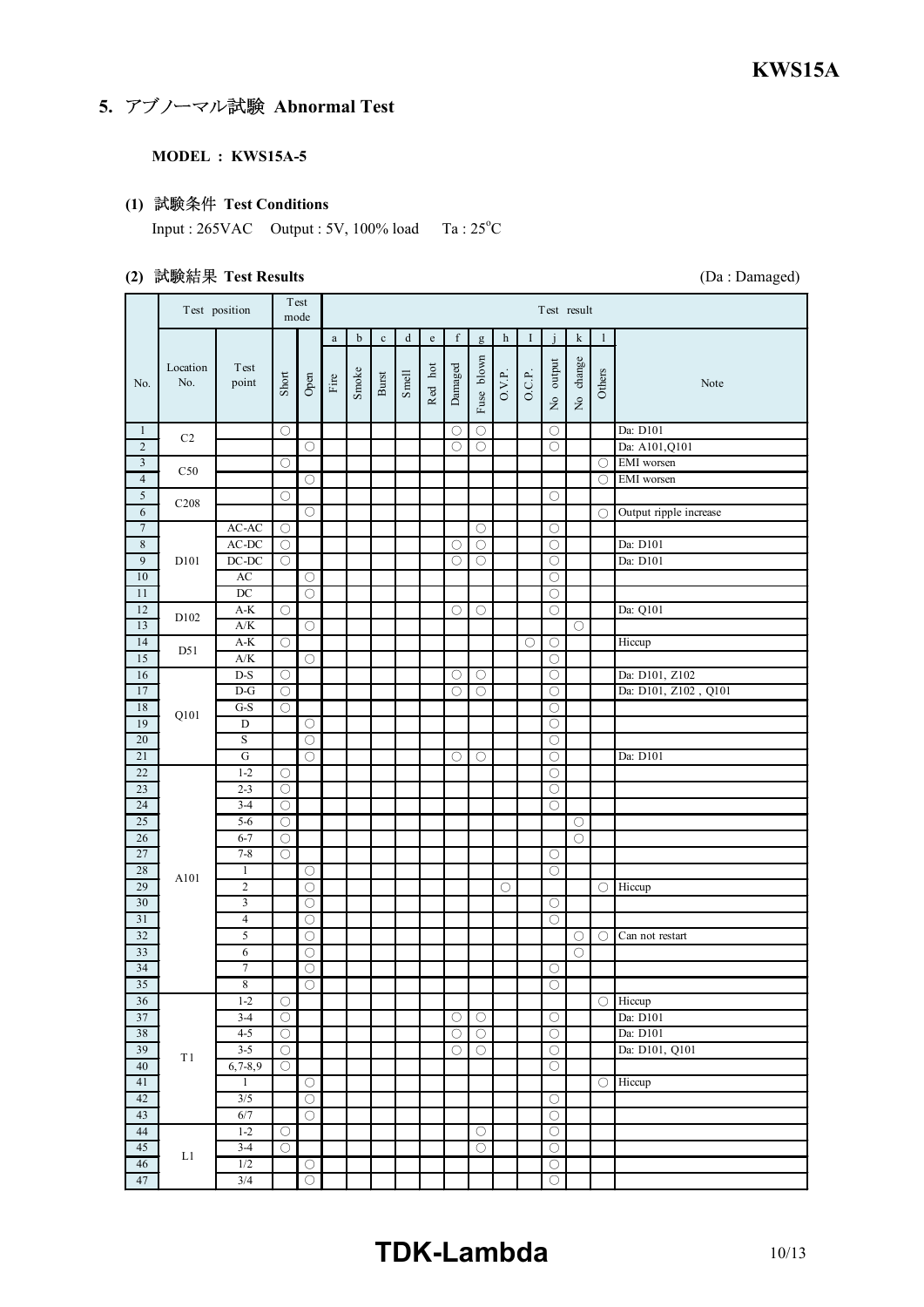## 5. アブノーマル試験 Abnormal Test

**MODEL : KWS15A-5**

### (1) 試験条件 Test Conditions

Input : 265VAC Output : 5V, 100% load Ta : 25°C

### (2) 試験結果 Test Results

(Da : Damaged)

| No. | Test position | | Test mode | | Test result | | | | | | | | | | | | |
|---|---|---|---|---|---|---|---|---|---|---|---|---|---|---|---|---|---|
| | | | | | a | b | c | d | e | f | g | h | I | j | k | l | |
| | Location No. | Test point | Short | Open | Fire | Smoke | Burst | Smell | Red hot | Damaged | Fuse blown | O.V.P. | O.C.P. | No output | No change | Others | Note |
| 1 | C2 | | ○ | | | | | | | ○ | ○ | | | ○ | | | Da: D101 |
| 2 | | | | ○ | | | | | | ○ | ○ | | | ○ | | | Da: A101,Q101 |
| 3 | C50 | | ○ | | | | | | | | | | | | | ○ | EMI worsen |
| 4 | | | | ○ | | | | | | | | | | | | ○ | EMI worsen |
| 5 | C208 | | ○ | | | | | | | | | | | ○ | | | |
| 6 | | | | ○ | | | | | | | | | | | | ○ | Output ripple increase |
| 7 | D101 | AC-AC | ○ | | | | | | | | ○ | | | ○ | | | |
| 8 | | AC-DC | ○ | | | | | | | ○ | ○ | | | ○ | | | Da: D101 |
| 9 | | DC-DC | ○ | | | | | | | ○ | ○ | | | ○ | | | Da: D101 |
| 10 | | AC | | ○ | | | | | | | | | | ○ | | | |
| 11 | | DC | | ○ | | | | | | | | | | ○ | | | |
| 12 | D102 | A-K | ○ | | | | | | | ○ | ○ | | | ○ | | | Da: Q101 |
| 13 | | A/K | | ○ | | | | | | | | | | | ○ | | |
| 14 | D51 | A-K | ○ | | | | | | | | | | ○ | ○ | | | Hiccup |
| 15 | | A/K | | ○ | | | | | | | | | | ○ | | | |
| 16 | Q101 | D-S | ○ | | | | | | | ○ | ○ | | | ○ | | | Da: D101, Z102 |
| 17 | | D-G | ○ | | | | | | | ○ | ○ | | | ○ | | | Da: D101, Z102 , Q101 |
| 18 | | G-S | ○ | | | | | | | | | | | ○ | | | |
| 19 | | D | | ○ | | | | | | | | | | ○ | | | |
| 20 | | S | | ○ | | | | | | | | | | ○ | | | |
| 21 | | G | | ○ | | | | | | ○ | ○ | | | ○ | | | Da: D101 |
| 22 | A101 | 1-2 | ○ | | | | | | | | | | | ○ | | | |
| 23 | | 2-3 | ○ | | | | | | | | | | | ○ | | | |
| 24 | | 3-4 | ○ | | | | | | | | | | | ○ | | | |
| 25 | | 5-6 | ○ | | | | | | | | | | | | ○ | | |
| 26 | | 6-7 | ○ | | | | | | | | | | | | ○ | | |
| 27 | | 7-8 | ○ | | | | | | | | | | | ○ | | | |
| 28 | | 1 | | ○ | | | | | | | | | | ○ | | | |
| 29 | | 2 | | ○ | | | | | | | | ○ | | | | ○ | Hiccup |
| 30 | | 3 | | ○ | | | | | | | | | | ○ | | | |
| 31 | | 4 | | ○ | | | | | | | | | | ○ | | | |
| 32 | | 5 | | ○ | | | | | | | | | | | ○ | ○ | Can not restart |
| 33 | | 6 | | ○ | | | | | | | | | | | ○ | | |
| 34 | | 7 | | ○ | | | | | | | | | | ○ | | | |
| 35 | | 8 | | ○ | | | | | | | | | | ○ | | | |
| 36 | T1 | 1-2 | ○ | | | | | | | | | | | | | ○ | Hiccup |
| 37 | | 3-4 | ○ | | | | | | | ○ | ○ | | | ○ | | | Da: D101 |
| 38 | | 4-5 | ○ | | | | | | | ○ | ○ | | | ○ | | | Da: D101 |
| 39 | | 3-5 | ○ | | | | | | | ○ | ○ | | | ○ | | | Da: D101, Q101 |
| 40 | | 6,7-8,9 | ○ | | | | | | | | | | | ○ | | | |
| 41 | | 1 | | ○ | | | | | | | | | | | | ○ | Hiccup |
| 42 | | 3/5 | | ○ | | | | | | | | | | ○ | | | |
| 43 | | 6/7 | | ○ | | | | | | | | | | ○ | | | |
| 44 | L1 | 1-2 | ○ | | | | | | | | ○ | | | ○ | | | |
| 45 | | 3-4 | ○ | | | | | | | | ○ | | | ○ | | | |
| 46 | | 1/2 | | ○ | | | | | | | | | | ○ | | | |
| 47 | | 3/4 | | ○ | | | | | | | | | | ○ | | | |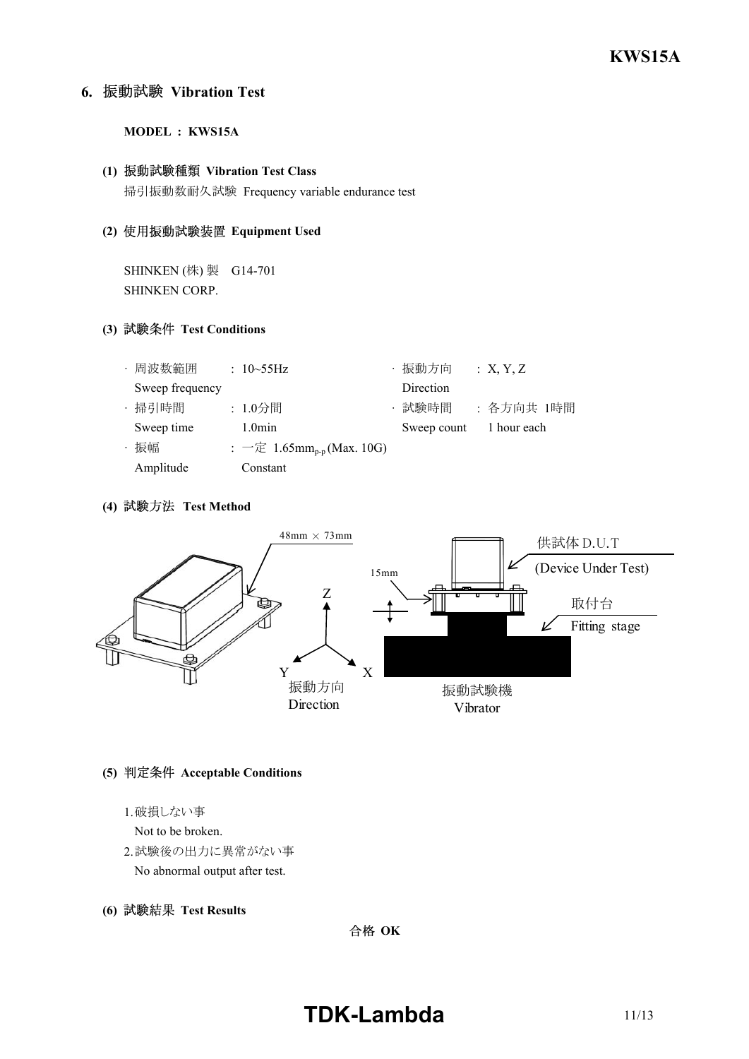## 6. 振動試験 Vibration Test

**MODEL : KWS15A**

**(1) 振動試験種類 Vibration Test Class**

掃引振動数耐久試験 Frequency variable endurance test

**(2) 使用振動試験装置 Equipment Used**

SHINKEN (株) 製　G14-701
SHINKEN CORP.

**(3) 試験条件 Test Conditions**

| | | | |
|---|---|---|---|
| · 周波数範囲 Sweep frequency | : 10~55Hz | · 振動方向 Direction | : X, Y, Z |
| · 掃引時間 Sweep time | : 1.0分間 1.0min | · 試験時間 Sweep count | : 各方向共 1時間 1 hour each |
| · 振幅 Amplitude | : 一定 Constant $1.65mm_{p-p}$ (Max. 10G) | | |

**(4) 試験方法 Test Method**

48mm × 73mm

15mm

Z, Y, X
振動方向 Direction

供試体 D.U.T (Device Under Test)

取付台 Fitting stage

振動試験機 Vibrator

**(5) 判定条件 Acceptable Conditions**

1. 破損しない事
   Not to be broken.
2. 試験後の出力に異常がない事
   No abnormal output after test.

**(6) 試験結果 Test Results**

**合格 OK**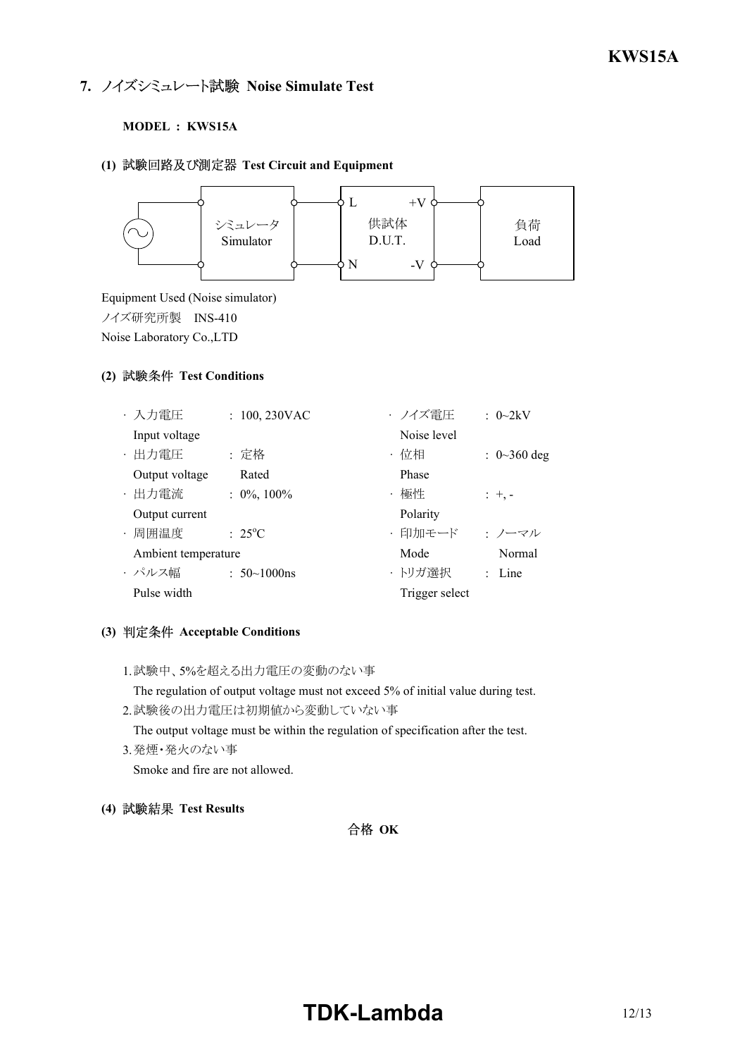## 7. ノイズシミュレート試験 Noise Simulate Test

**MODEL : KWS15A**

### (1) 試験回路及び測定器 Test Circuit and Equipment

シミュレータ Simulator — L / N — 供試体 D.U.T. — +V / -V — 負荷 Load

Equipment Used (Noise simulator)
ノイズ研究所製　INS-410
Noise Laboratory Co.,LTD

### (2) 試験条件 Test Conditions

- 入力電圧 Input voltage : 100, 230VAC
- 出力電圧 Output voltage : 定格 Rated
- 出力電流 Output current : 0%, 100%
- 周囲温度 Ambient temperature : 25°C
- パルス幅 Pulse width : 50~1000ns
- ノイズ電圧 Noise level : 0~2kV
- 位相 Phase : 0~360 deg
- 極性 Polarity : +, -
- 印加モード Mode : ノーマル Normal
- トリガ選択 Trigger select : Line

### (3) 判定条件 Acceptable Conditions

1. 試験中、5%を超える出力電圧の変動のない事
   The regulation of output voltage must not exceed 5% of initial value during test.
2. 試験後の出力電圧は初期値から変動していない事
   The output voltage must be within the regulation of specification after the test.
3. 発煙・発火のない事
   Smoke and fire are not allowed.

### (4) 試験結果 Test Results

合格 **OK**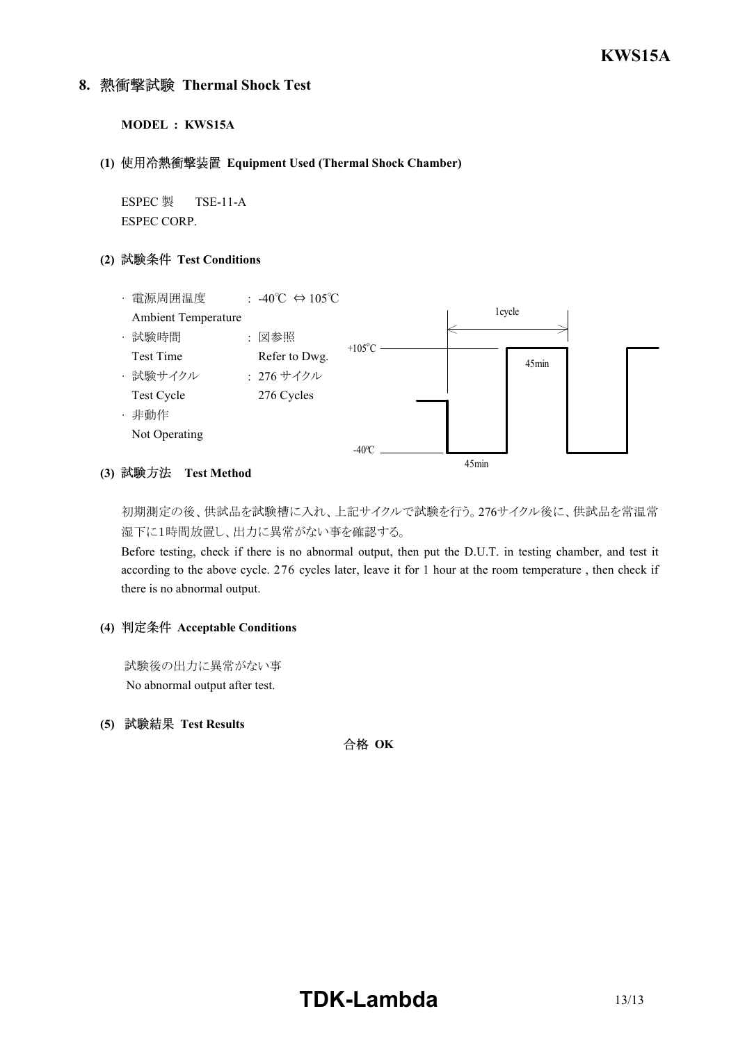## 8. 熱衝撃試験 Thermal Shock Test

**MODEL : KWS15A**

**(1) 使用冷熱衝撃装置 Equipment Used (Thermal Shock Chamber)**

ESPEC 製　TSE-11-A
ESPEC CORP.

**(2) 試験条件 Test Conditions**

- 電源周囲温度 Ambient Temperature : -40℃ ⇔ 105℃
- 試験時間 Test Time : 図参照 Refer to Dwg.
- 試験サイクル Test Cycle : 276 サイクル 276 Cycles
- 非動作 Not Operating

1cycle
+105°C
45min
-40℃
45min

**(3) 試験方法 Test Method**

初期測定の後、供試品を試験槽に入れ、上記サイクルで試験を行う。276サイクル後に、供試品を常温常湿下に1時間放置し、出力に異常がない事を確認する。

Before testing, check if there is no abnormal output, then put the D.U.T. in testing chamber, and test it according to the above cycle. 276 cycles later, leave it for 1 hour at the room temperature , then check if there is no abnormal output.

**(4) 判定条件 Acceptable Conditions**

試験後の出力に異常がない事
No abnormal output after test.

**(5) 試験結果 Test Results**

**合格 OK**